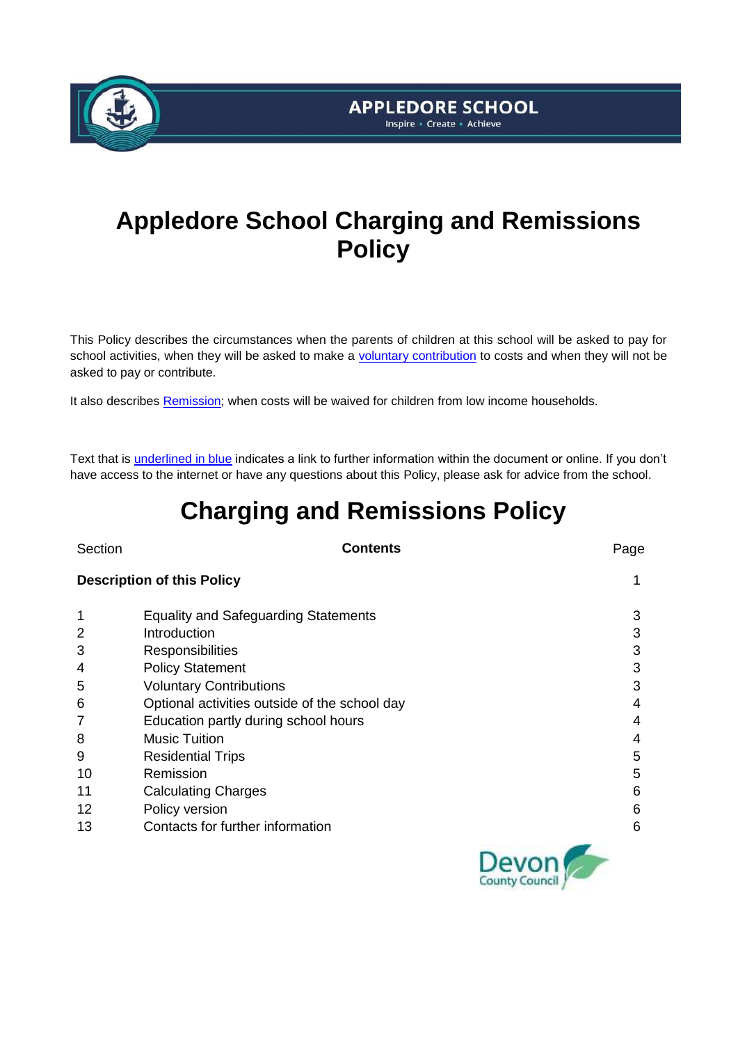APPLEDORE SCHOOL

Inspire • Create • Achieve

# Appledore School Charging and Remissions Policy

This Policy describes the circumstances when the parents of children at this school will be asked to pay for school activities, when they will be asked to make a voluntary contribution to costs and when they will not be asked to pay or contribute.

It also describes Remission; when costs will be waived for children from low income households.

Text that is underlined in blue indicates a link to further information within the document or online. If you don't have access to the internet or have any questions about this Policy, please ask for advice from the school.

# Charging and Remissions Policy

| Section | Contents | Page |
| --- | --- | --- |
| **Description of this Policy** | | 1 |
| 1 | Equality and Safeguarding Statements | 3 |
| 2 | Introduction | 3 |
| 3 | Responsibilities | 3 |
| 4 | Policy Statement | 3 |
| 5 | Voluntary Contributions | 3 |
| 6 | Optional activities outside of the school day | 4 |
| 7 | Education partly during school hours | 4 |
| 8 | Music Tuition | 4 |
| 9 | Residential Trips | 5 |
| 10 | Remission | 5 |
| 11 | Calculating Charges | 6 |
| 12 | Policy version | 6 |
| 13 | Contacts for further information | 6 |

Devon County Council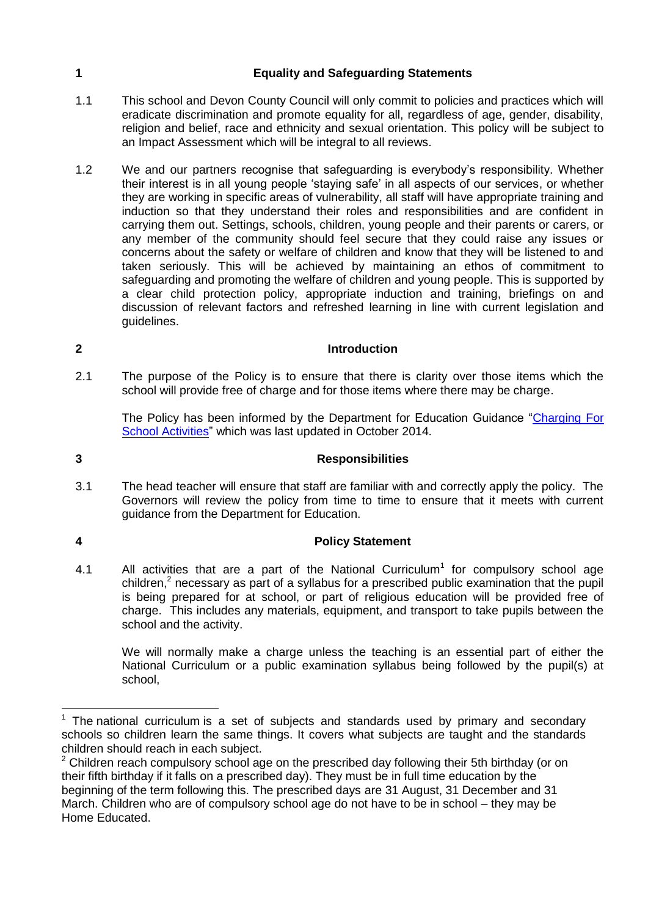## 1 Equality and Safeguarding Statements

1.1 This school and Devon County Council will only commit to policies and practices which will eradicate discrimination and promote equality for all, regardless of age, gender, disability, religion and belief, race and ethnicity and sexual orientation. This policy will be subject to an Impact Assessment which will be integral to all reviews.

1.2 We and our partners recognise that safeguarding is everybody's responsibility. Whether their interest is in all young people 'staying safe' in all aspects of our services, or whether they are working in specific areas of vulnerability, all staff will have appropriate training and induction so that they understand their roles and responsibilities and are confident in carrying them out. Settings, schools, children, young people and their parents or carers, or any member of the community should feel secure that they could raise any issues or concerns about the safety or welfare of children and know that they will be listened to and taken seriously. This will be achieved by maintaining an ethos of commitment to safeguarding and promoting the welfare of children and young people. This is supported by a clear child protection policy, appropriate induction and training, briefings on and discussion of relevant factors and refreshed learning in line with current legislation and guidelines.

## 2 Introduction

2.1 The purpose of the Policy is to ensure that there is clarity over those items which the school will provide free of charge and for those items where there may be charge.

The Policy has been informed by the Department for Education Guidance "Charging For School Activities" which was last updated in October 2014.

## 3 Responsibilities

3.1 The head teacher will ensure that staff are familiar with and correctly apply the policy. The Governors will review the policy from time to time to ensure that it meets with current guidance from the Department for Education.

## 4 Policy Statement

4.1 All activities that are a part of the National Curriculum[1] for compulsory school age children,[2] necessary as part of a syllabus for a prescribed public examination that the pupil is being prepared for at school, or part of religious education will be provided free of charge. This includes any materials, equipment, and transport to take pupils between the school and the activity.

We will normally make a charge unless the teaching is an essential part of either the National Curriculum or a public examination syllabus being followed by the pupil(s) at school,

---

[1] The national curriculum is a set of subjects and standards used by primary and secondary schools so children learn the same things. It covers what subjects are taught and the standards children should reach in each subject.

[2] Children reach compulsory school age on the prescribed day following their 5th birthday (or on their fifth birthday if it falls on a prescribed day). They must be in full time education by the beginning of the term following this. The prescribed days are 31 August, 31 December and 31 March. Children who are of compulsory school age do not have to be in school – they may be Home Educated.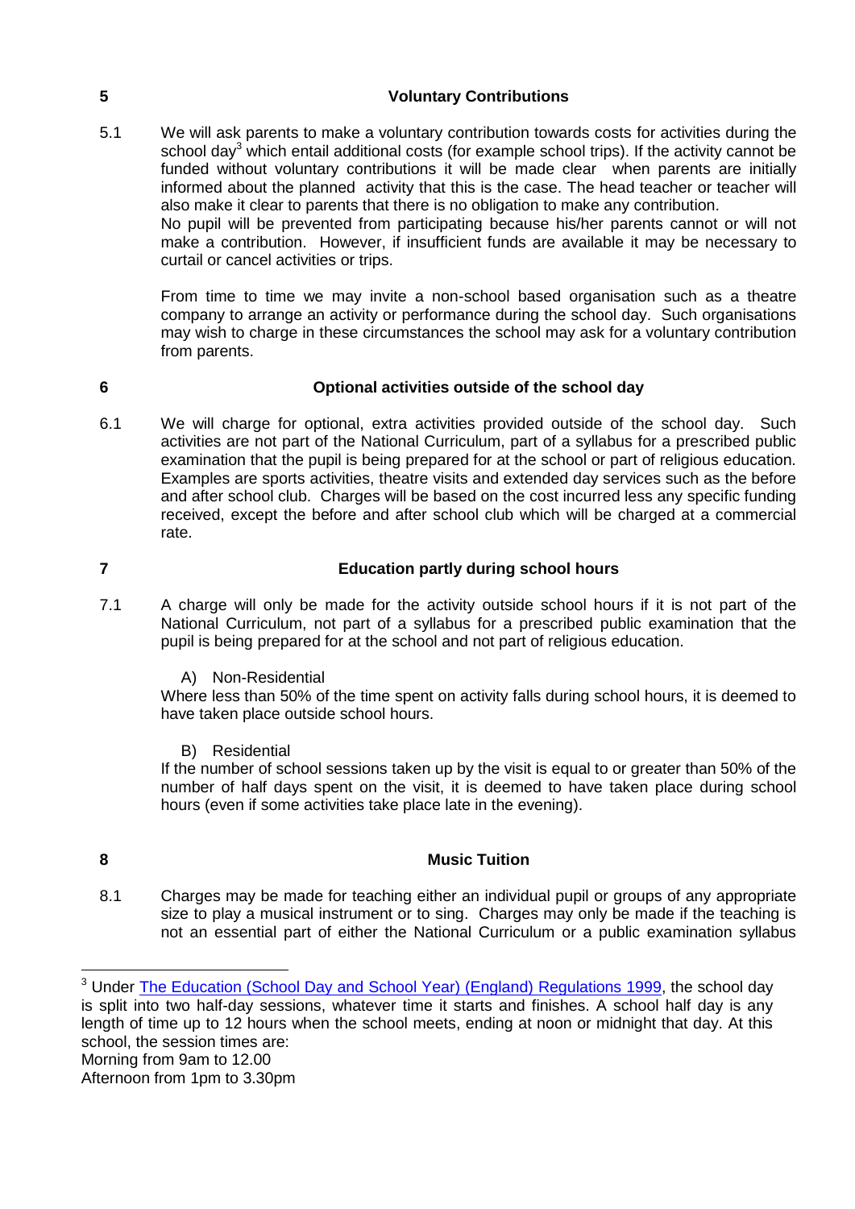## 5 Voluntary Contributions

5.1 We will ask parents to make a voluntary contribution towards costs for activities during the school day[3] which entail additional costs (for example school trips). If the activity cannot be funded without voluntary contributions it will be made clear when parents are initially informed about the planned activity that this is the case. The head teacher or teacher will also make it clear to parents that there is no obligation to make any contribution.
No pupil will be prevented from participating because his/her parents cannot or will not make a contribution. However, if insufficient funds are available it may be necessary to curtail or cancel activities or trips.

From time to time we may invite a non-school based organisation such as a theatre company to arrange an activity or performance during the school day. Such organisations may wish to charge in these circumstances the school may ask for a voluntary contribution from parents.

## 6 Optional activities outside of the school day

6.1 We will charge for optional, extra activities provided outside of the school day. Such activities are not part of the National Curriculum, part of a syllabus for a prescribed public examination that the pupil is being prepared for at the school or part of religious education. Examples are sports activities, theatre visits and extended day services such as the before and after school club. Charges will be based on the cost incurred less any specific funding received, except the before and after school club which will be charged at a commercial rate.

## 7 Education partly during school hours

7.1 A charge will only be made for the activity outside school hours if it is not part of the National Curriculum, not part of a syllabus for a prescribed public examination that the pupil is being prepared for at the school and not part of religious education.

A) Non-Residential

Where less than 50% of the time spent on activity falls during school hours, it is deemed to have taken place outside school hours.

B) Residential

If the number of school sessions taken up by the visit is equal to or greater than 50% of the number of half days spent on the visit, it is deemed to have taken place during school hours (even if some activities take place late in the evening).

## 8 Music Tuition

8.1 Charges may be made for teaching either an individual pupil or groups of any appropriate size to play a musical instrument or to sing. Charges may only be made if the teaching is not an essential part of either the National Curriculum or a public examination syllabus

---

[3] Under [The Education (School Day and School Year) (England) Regulations 1999](), the school day is split into two half-day sessions, whatever time it starts and finishes. A school half day is any length of time up to 12 hours when the school meets, ending at noon or midnight that day. At this school, the session times are:
Morning from 9am to 12.00
Afternoon from 1pm to 3.30pm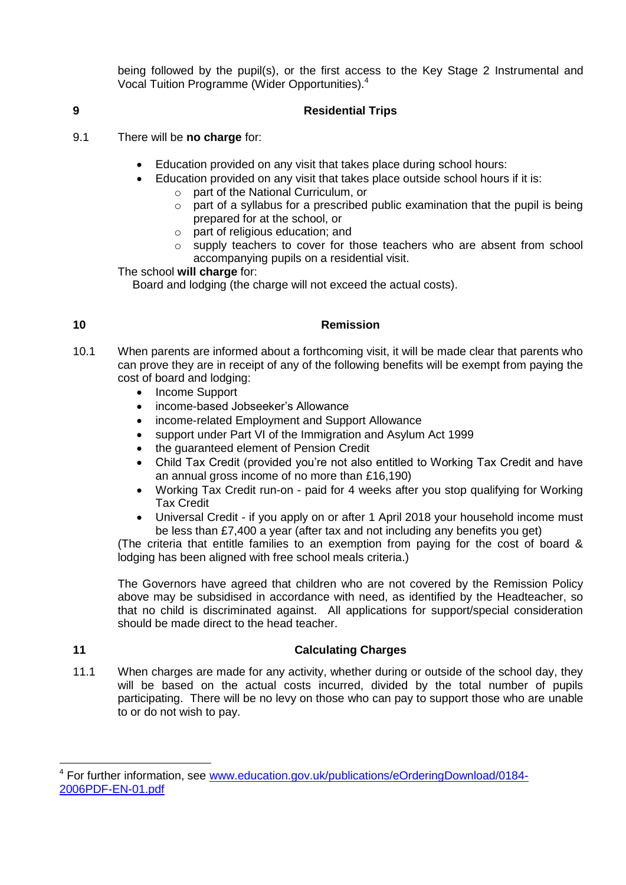being followed by the pupil(s), or the first access to the Key Stage 2 Instrumental and Vocal Tuition Programme (Wider Opportunities).[4]

## 9 Residential Trips

9.1 There will be **no charge** for:

- Education provided on any visit that takes place during school hours:
- Education provided on any visit that takes place outside school hours if it is:
  - part of the National Curriculum, or
  - part of a syllabus for a prescribed public examination that the pupil is being prepared for at the school, or
  - part of religious education; and
  - supply teachers to cover for those teachers who are absent from school accompanying pupils on a residential visit.

The school **will charge** for:

Board and lodging (the charge will not exceed the actual costs).

## 10 Remission

10.1 When parents are informed about a forthcoming visit, it will be made clear that parents who can prove they are in receipt of any of the following benefits will be exempt from paying the cost of board and lodging:

- Income Support
- income-based Jobseeker's Allowance
- income-related Employment and Support Allowance
- support under Part VI of the Immigration and Asylum Act 1999
- the guaranteed element of Pension Credit
- Child Tax Credit (provided you're not also entitled to Working Tax Credit and have an annual gross income of no more than £16,190)
- Working Tax Credit run-on - paid for 4 weeks after you stop qualifying for Working Tax Credit
- Universal Credit - if you apply on or after 1 April 2018 your household income must be less than £7,400 a year (after tax and not including any benefits you get)

(The criteria that entitle families to an exemption from paying for the cost of board & lodging has been aligned with free school meals criteria.)

The Governors have agreed that children who are not covered by the Remission Policy above may be subsidised in accordance with need, as identified by the Headteacher, so that no child is discriminated against. All applications for support/special consideration should be made direct to the head teacher.

## 11 Calculating Charges

11.1 When charges are made for any activity, whether during or outside of the school day, they will be based on the actual costs incurred, divided by the total number of pupils participating. There will be no levy on those who can pay to support those who are unable to or do not wish to pay.

---

[4] For further information, see www.education.gov.uk/publications/eOrderingDownload/0184-2006PDF-EN-01.pdf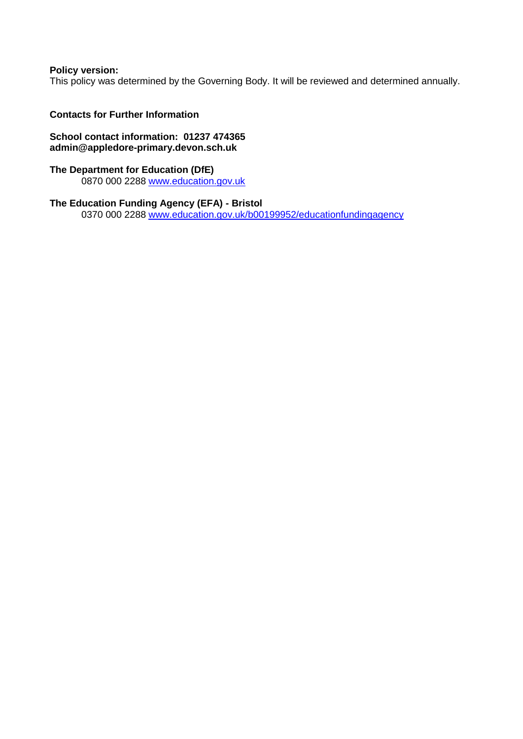**Policy version:**
This policy was determined by the Governing Body. It will be reviewed and determined annually.

**Contacts for Further Information**

**School contact information: 01237 474365**
**admin@appledore-primary.devon.sch.uk**

**The Department for Education (DfE)**
0870 000 2288 [www.education.gov.uk](www.education.gov.uk)

**The Education Funding Agency (EFA) - Bristol**
0370 000 2288 [www.education.gov.uk/b00199952/educationfundingagency](www.education.gov.uk/b00199952/educationfundingagency)